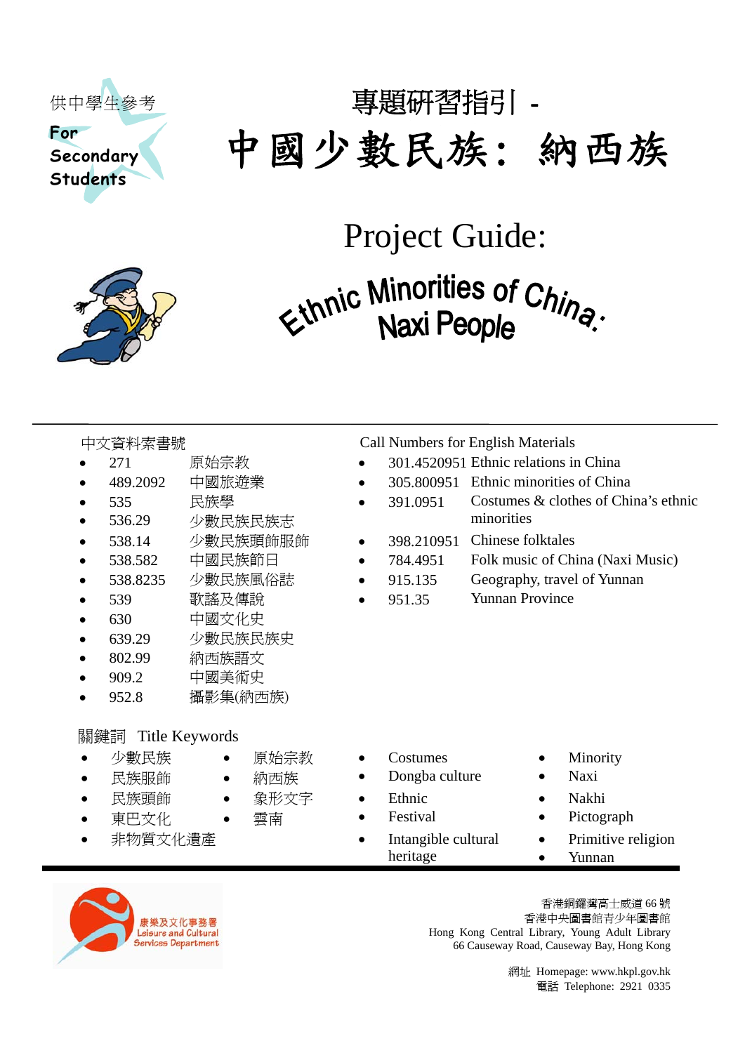供中學生參考

For Secondary Students

# 專題研習指引 -

# 中國少數民族：納西族

# Project Guide:

# Ethnic Minorities of China: Naxi People

---

中文資料索書號

- 271　原始宗教
- 489.2092　中國旅遊業
- 535　民族學
- 536.29　少數民族民族志
- 538.14　少數民族頭飾服飾
- 538.582　中國民族節日
- 538.8235　少數民族風俗誌
- 539　歌謠及傳說
- 630　中國文化史
- 639.29　少數民族民族史
- 802.99　納西族語文
- 909.2　中國美術史
- 952.8　攝影集(納西族)

Call Numbers for English Materials

- 301.4520951 Ethnic relations in China
- 305.800951 Ethnic minorities of China
- 391.0951 Costumes & clothes of China's ethnic minorities
- 398.210951 Chinese folktales
- 784.4951 Folk music of China (Naxi Music)
- 915.135 Geography, travel of Yunnan
- 951.35 Yunnan Province

關鍵詞　Title Keywords

- 少數民族
- 民族服飾
- 民族頭飾
- 東巴文化
- 非物質文化遺產
- 原始宗教
- 納西族
- 象形文字
- 雲南

- Costumes
- Dongba culture
- Ethnic
- Festival
- Intangible cultural heritage
- Minority
- Naxi
- Nakhi
- Pictograph
- Primitive religion
- Yunnan

---

康樂及文化事務署
Leisure and Cultural Services Department

香港銅鑼灣高士威道 66 號
香港中央圖書館青少年圖書館
Hong Kong Central Library, Young Adult Library
66 Causeway Road, Causeway Bay, Hong Kong

網址 Homepage: www.hkpl.gov.hk
電話 Telephone: 2921 0335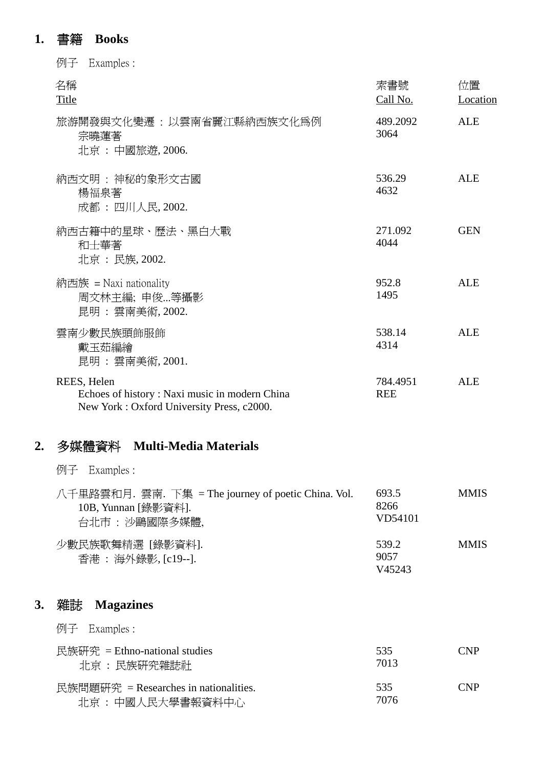## 1. 書籍　Books

例子　Examples :

| 名稱<br>Title | 索書號<br>Call No. | 位置<br>Location |
|---|---|---|
| 旅游開發與文化變遷 : 以雲南省麗江縣納西族文化爲例<br>宗曉蓮著<br>北京 : 中國旅遊, 2006. | 489.2092<br>3064 | ALE |
| 納西文明 : 神秘的象形文古國<br>楊福泉著<br>成都 : 四川人民, 2002. | 536.29<br>4632 | ALE |
| 納西古籍中的星球、歷法、黑白大戰<br>和士華著<br>北京 : 民族, 2002. | 271.092<br>4044 | GEN |
| 納西族 = Naxi nationality<br>周文林主編; 申俊...等攝影<br>昆明 : 雲南美術, 2002. | 952.8<br>1495 | ALE |
| 雲南少數民族頭飾服飾<br>戴玉茹編繪<br>昆明 : 雲南美術, 2001. | 538.14<br>4314 | ALE |
| REES, Helen<br>Echoes of history : Naxi music in modern China<br>New York : Oxford University Press, c2000. | 784.4951<br>REE | ALE |

## 2. 多媒體資料　Multi-Media Materials

例子　Examples :

| 名稱<br>Title | 索書號<br>Call No. | 位置<br>Location |
|---|---|---|
| 八千里路雲和月. 雲南. 下集 = The journey of poetic China. Vol. 10B, Yunnan [錄影資料].<br>台北市 : 沙鷗國際多媒體, | 693.5<br>8266<br>VD54101 | MMIS |
| 少數民族歌舞精選 [錄影資料].<br>香港 : 海外錄影, [c19--]. | 539.2<br>9057<br>V45243 | MMIS |

## 3. 雜誌　Magazines

例子　Examples :

| 名稱<br>Title | 索書號<br>Call No. | 位置<br>Location |
|---|---|---|
| 民族研究 = Ethno-national studies<br>北京 : 民族研究雜誌社 | 535<br>7013 | CNP |
| 民族問題研究 = Researches in nationalities.<br>北京 : 中國人民大學書報資料中心 | 535<br>7076 | CNP |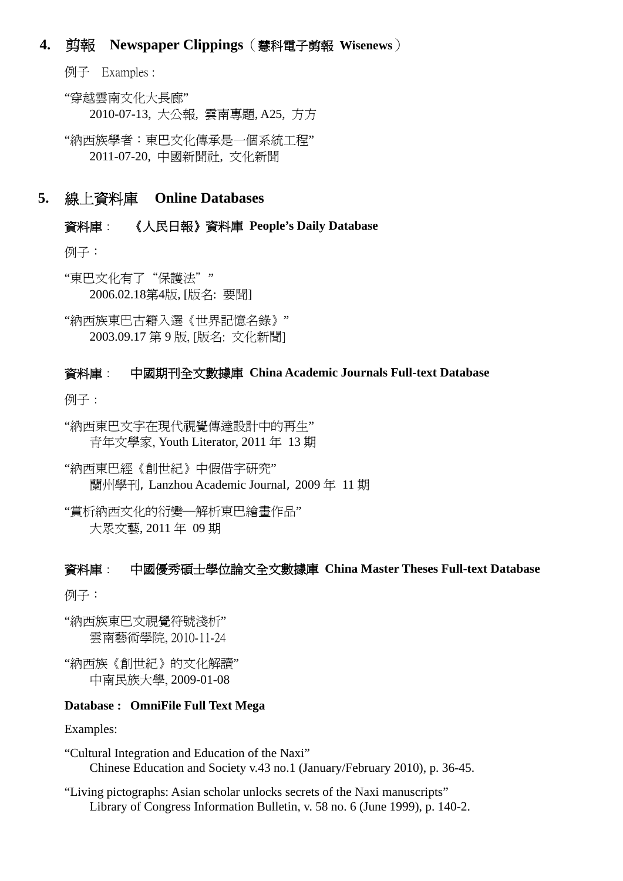## 4. 剪報　Newspaper Clippings（慧科電子剪報 Wisenews）

例子　Examples :

"穿越雲南文化大長廊"
2010-07-13, 大公報, 雲南專題, A25, 方方

"納西族學者：東巴文化傳承是一個系統工程"
2011-07-20, 中國新聞社, 文化新聞

## 5. 線上資料庫　Online Databases

### 資料庫：　《人民日報》資料庫 People's Daily Database

例子：

"東巴文化有了"保護法""
2006.02.18第4版, [版名: 要聞]

"納西族東巴古籍入選《世界記憶名錄》"
2003.09.17 第 9 版, [版名: 文化新聞]

### 資料庫：　中國期刊全文數據庫 China Academic Journals Full-text Database

例子：

"納西東巴文字在現代視覺傳達設計中的再生"
青年文學家, Youth Literator, 2011 年 13 期

"納西東巴經《創世紀》中假借字研究"
蘭州學刊, Lanzhou Academic Journal, 2009 年 11 期

"賞析納西文化的衍變—解析東巴繪畫作品"
大眾文藝, 2011 年 09 期

### 資料庫：　中國優秀碩士學位論文全文數據庫 China Master Theses Full-text Database

例子：

"納西族東巴文視覺符號淺析"
雲南藝術學院, 2010-11-24

"納西族《創世紀》的文化解讀"
中南民族大學, 2009-01-08

### Database : OmniFile Full Text Mega

Examples:

"Cultural Integration and Education of the Naxi"
Chinese Education and Society v.43 no.1 (January/February 2010), p. 36-45.

"Living pictographs: Asian scholar unlocks secrets of the Naxi manuscripts"
Library of Congress Information Bulletin, v. 58 no. 6 (June 1999), p. 140-2.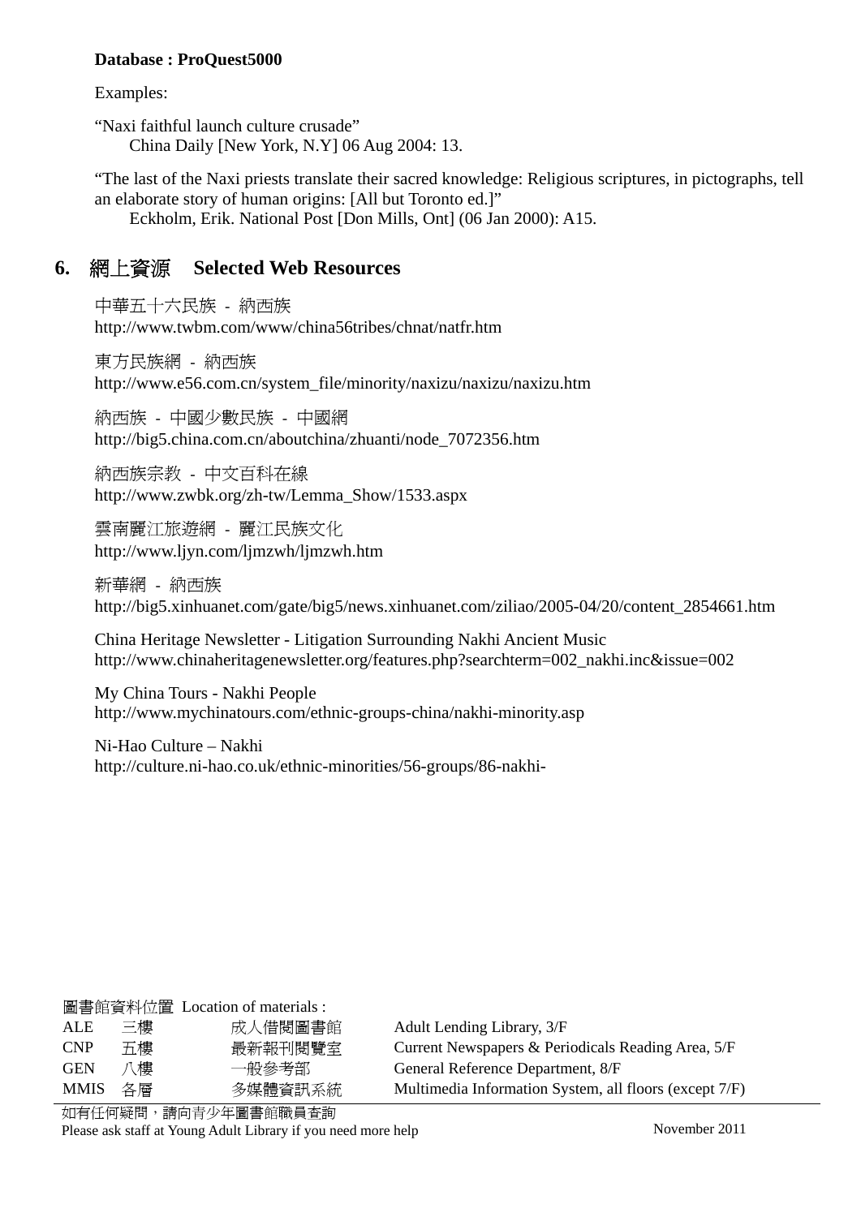**Database : ProQuest5000**

Examples:

"Naxi faithful launch culture crusade"
China Daily [New York, N.Y] 06 Aug 2004: 13.

"The last of the Naxi priests translate their sacred knowledge: Religious scriptures, in pictographs, tell an elaborate story of human origins: [All but Toronto ed.]"
Eckholm, Erik. National Post [Don Mills, Ont] (06 Jan 2000): A15.

## 6. 網上資源 Selected Web Resources

中華五十六民族 - 納西族
http://www.twbm.com/www/china56tribes/chnat/natfr.htm

東方民族網 - 納西族
http://www.e56.com.cn/system_file/minority/naxizu/naxizu/naxizu.htm

納西族 - 中國少數民族 - 中國網
http://big5.china.com.cn/aboutchina/zhuanti/node_7072356.htm

納西族宗教 - 中文百科在線
http://www.zwbk.org/zh-tw/Lemma_Show/1533.aspx

雲南麗江旅遊網 - 麗江民族文化
http://www.ljyn.com/ljmzwh/ljmzwh.htm

新華網 - 納西族
http://big5.xinhuanet.com/gate/big5/news.xinhuanet.com/ziliao/2005-04/20/content_2854661.htm

China Heritage Newsletter - Litigation Surrounding Nakhi Ancient Music
http://www.chinaheritagenewsletter.org/features.php?searchterm=002_nakhi.inc&issue=002

My China Tours - Nakhi People
http://www.mychinatours.com/ethnic-groups-china/nakhi-minority.asp

Ni-Hao Culture – Nakhi
http://culture.ni-hao.co.uk/ethnic-minorities/56-groups/86-nakhi-

圖書館資料位置 Location of materials :

| | | | |
|---|---|---|---|
| ALE | 三樓 | 成人借閱圖書館 | Adult Lending Library, 3/F |
| CNP | 五樓 | 最新報刊閱覽室 | Current Newspapers & Periodicals Reading Area, 5/F |
| GEN | 八樓 | 一般參考部 | General Reference Department, 8/F |
| MMIS | 各層 | 多媒體資訊系統 | Multimedia Information System, all floors (except 7/F) |

如有任何疑問，請向青少年圖書館職員查詢
Please ask staff at Young Adult Library if you need more help

November 2011